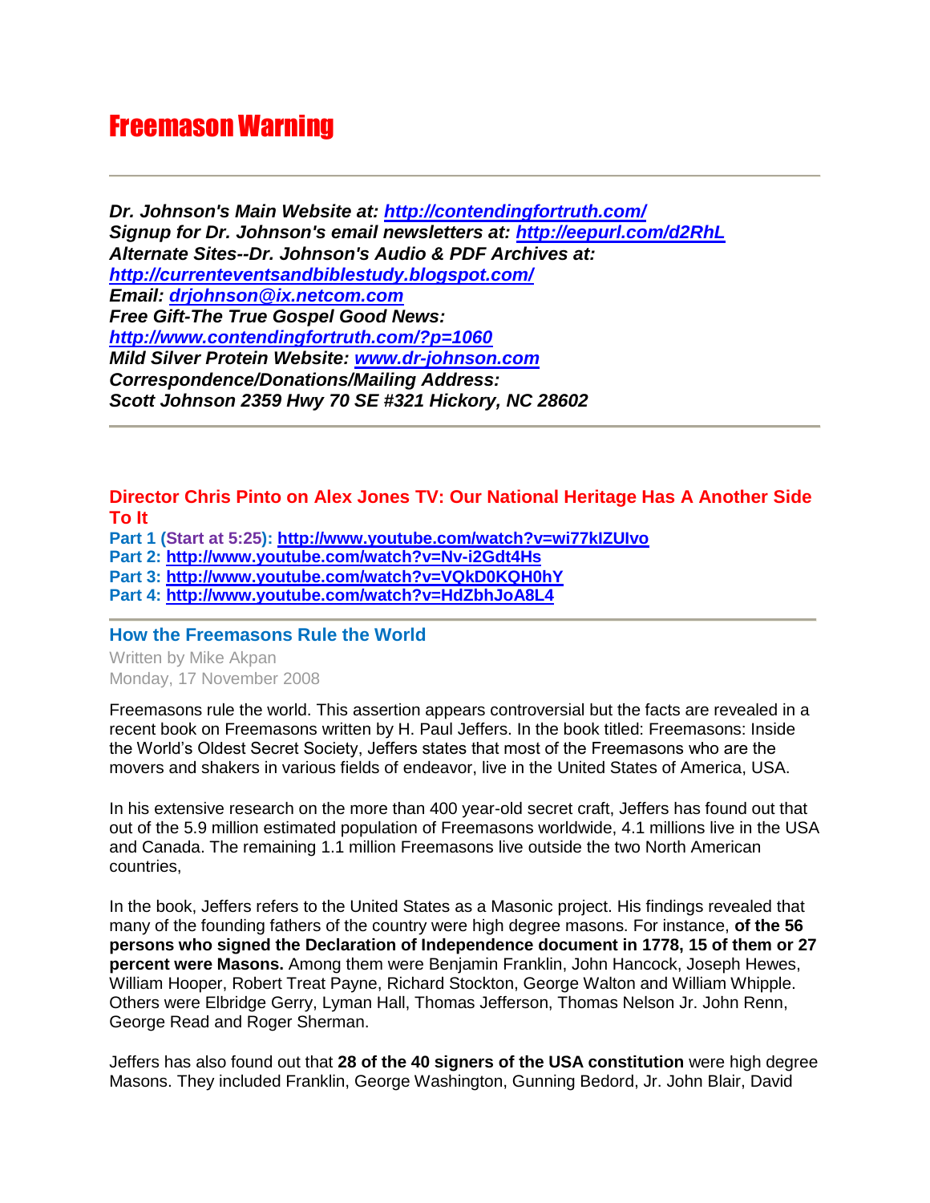# Freemason Warning

---

***Dr. Johnson's Main Website at: http://contendingfortruth.com/***
***Signup for Dr. Johnson's email newsletters at: http://eepurl.com/d2RhL***
***Alternate Sites--Dr. Johnson's Audio & PDF Archives at: http://currenteventsandbiblestudy.blogspot.com/***
***Email: drjohnson@ix.netcom.com***
***Free Gift-The True Gospel Good News: http://www.contendingfortruth.com/?p=1060***
***Mild Silver Protein Website: www.dr-johnson.com***
***Correspondence/Donations/Mailing Address:***
***Scott Johnson 2359 Hwy 70 SE #321 Hickory, NC 28602***

---

**Director Chris Pinto on Alex Jones TV: Our National Heritage Has A Another Side To It**

**Part 1 (Start at 5:25): http://www.youtube.com/watch?v=wi77kIZUlvo**
**Part 2: http://www.youtube.com/watch?v=Nv-i2Gdt4Hs**
**Part 3: http://www.youtube.com/watch?v=VQkD0KQH0hY**
**Part 4: http://www.youtube.com/watch?v=HdZbhJoA8L4**

---

## How the Freemasons Rule the World

Written by Mike Akpan
Monday, 17 November 2008

Freemasons rule the world. This assertion appears controversial but the facts are revealed in a recent book on Freemasons written by H. Paul Jeffers. In the book titled: Freemasons: Inside the World's Oldest Secret Society, Jeffers states that most of the Freemasons who are the movers and shakers in various fields of endeavor, live in the United States of America, USA.

In his extensive research on the more than 400 year-old secret craft, Jeffers has found out that out of the 5.9 million estimated population of Freemasons worldwide, 4.1 millions live in the USA and Canada. The remaining 1.1 million Freemasons live outside the two North American countries,

In the book, Jeffers refers to the United States as a Masonic project. His findings revealed that many of the founding fathers of the country were high degree masons. For instance, **of the 56 persons who signed the Declaration of Independence document in 1778, 15 of them or 27 percent were Masons.** Among them were Benjamin Franklin, John Hancock, Joseph Hewes, William Hooper, Robert Treat Payne, Richard Stockton, George Walton and William Whipple. Others were Elbridge Gerry, Lyman Hall, Thomas Jefferson, Thomas Nelson Jr. John Renn, George Read and Roger Sherman.

Jeffers has also found out that **28 of the 40 signers of the USA constitution** were high degree Masons. They included Franklin, George Washington, Gunning Bedord, Jr. John Blair, David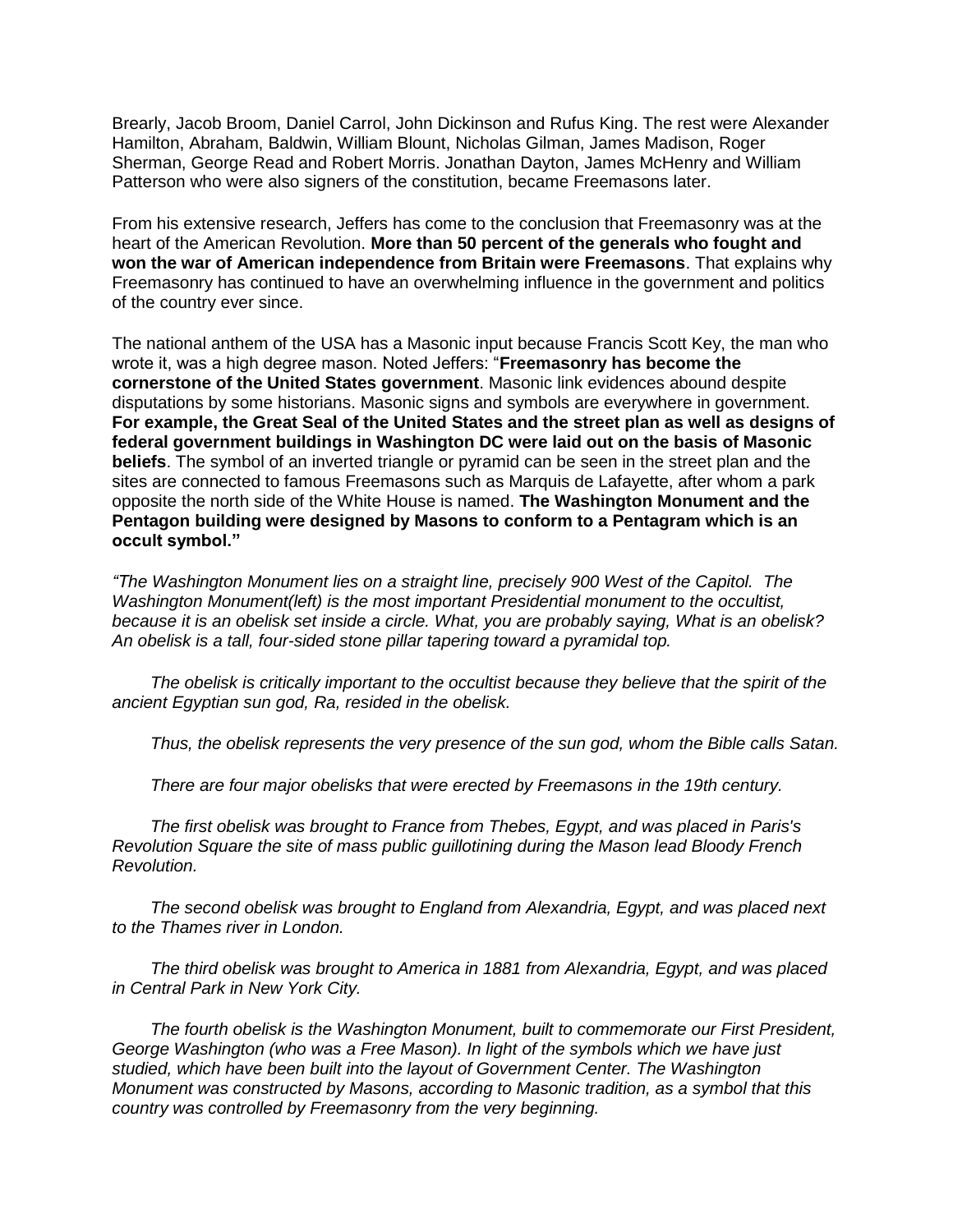Brearly, Jacob Broom, Daniel Carrol, John Dickinson and Rufus King. The rest were Alexander Hamilton, Abraham, Baldwin, William Blount, Nicholas Gilman, James Madison, Roger Sherman, George Read and Robert Morris. Jonathan Dayton, James McHenry and William Patterson who were also signers of the constitution, became Freemasons later.

From his extensive research, Jeffers has come to the conclusion that Freemasonry was at the heart of the American Revolution. **More than 50 percent of the generals who fought and won the war of American independence from Britain were Freemasons**. That explains why Freemasonry has continued to have an overwhelming influence in the government and politics of the country ever since.

The national anthem of the USA has a Masonic input because Francis Scott Key, the man who wrote it, was a high degree mason. Noted Jeffers: "**Freemasonry has become the cornerstone of the United States government**. Masonic link evidences abound despite disputations by some historians. Masonic signs and symbols are everywhere in government. **For example, the Great Seal of the United States and the street plan as well as designs of federal government buildings in Washington DC were laid out on the basis of Masonic beliefs**. The symbol of an inverted triangle or pyramid can be seen in the street plan and the sites are connected to famous Freemasons such as Marquis de Lafayette, after whom a park opposite the north side of the White House is named. **The Washington Monument and the Pentagon building were designed by Masons to conform to a Pentagram which is an occult symbol."**

*"The Washington Monument lies on a straight line, precisely 900 West of the Capitol. The Washington Monument(left) is the most important Presidential monument to the occultist, because it is an obelisk set inside a circle. What, you are probably saying, What is an obelisk? An obelisk is a tall, four-sided stone pillar tapering toward a pyramidal top.*

*The obelisk is critically important to the occultist because they believe that the spirit of the ancient Egyptian sun god, Ra, resided in the obelisk.*

*Thus, the obelisk represents the very presence of the sun god, whom the Bible calls Satan.*

*There are four major obelisks that were erected by Freemasons in the 19th century.*

*The first obelisk was brought to France from Thebes, Egypt, and was placed in Paris's Revolution Square the site of mass public guillotining during the Mason lead Bloody French Revolution.*

*The second obelisk was brought to England from Alexandria, Egypt, and was placed next to the Thames river in London.*

*The third obelisk was brought to America in 1881 from Alexandria, Egypt, and was placed in Central Park in New York City.*

*The fourth obelisk is the Washington Monument, built to commemorate our First President, George Washington (who was a Free Mason). In light of the symbols which we have just studied, which have been built into the layout of Government Center. The Washington Monument was constructed by Masons, according to Masonic tradition, as a symbol that this country was controlled by Freemasonry from the very beginning.*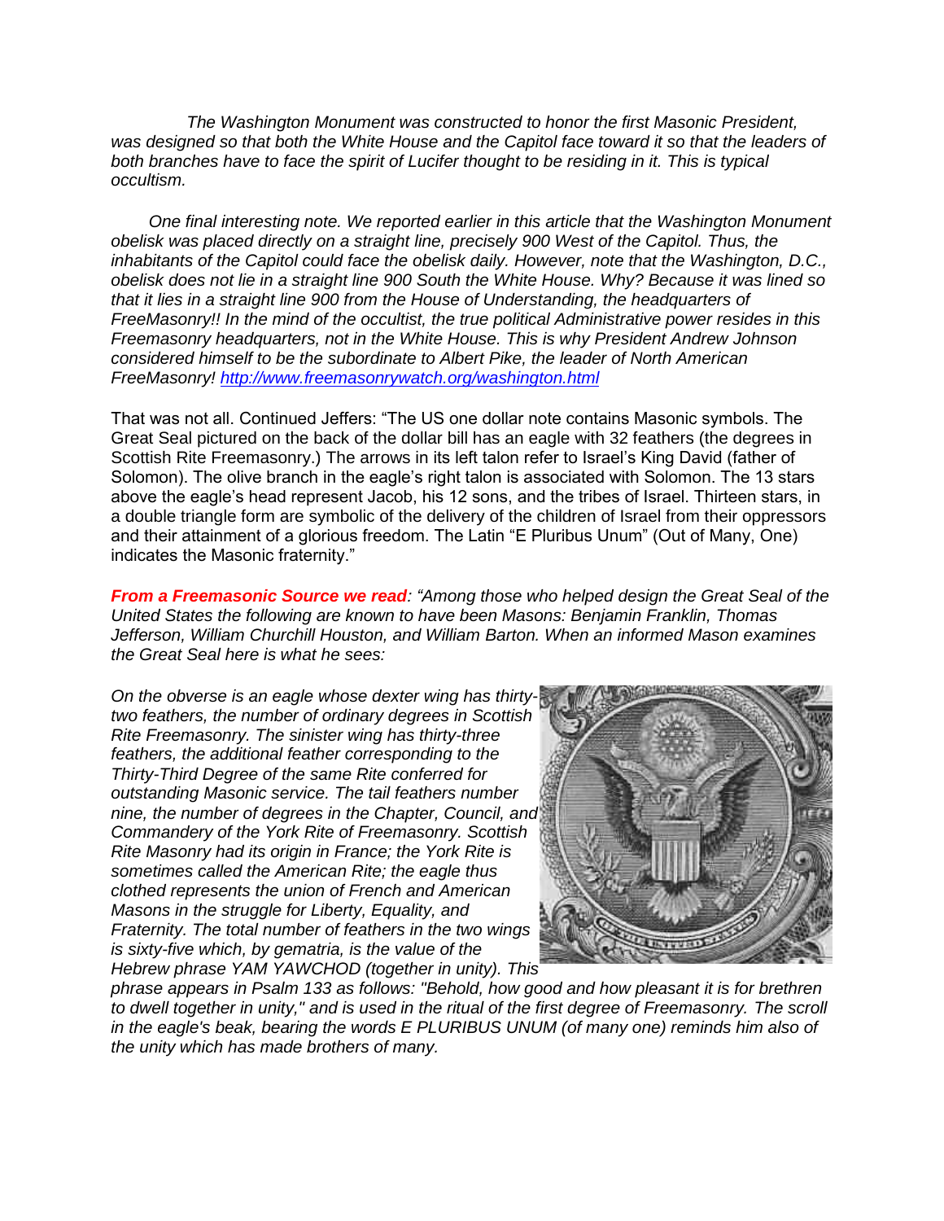*The Washington Monument was constructed to honor the first Masonic President, was designed so that both the White House and the Capitol face toward it so that the leaders of both branches have to face the spirit of Lucifer thought to be residing in it. This is typical occultism.*

*One final interesting note. We reported earlier in this article that the Washington Monument obelisk was placed directly on a straight line, precisely 900 West of the Capitol. Thus, the inhabitants of the Capitol could face the obelisk daily. However, note that the Washington, D.C., obelisk does not lie in a straight line 900 South the White House. Why? Because it was lined so that it lies in a straight line 900 from the House of Understanding, the headquarters of FreeMasonry!! In the mind of the occultist, the true political Administrative power resides in this Freemasonry headquarters, not in the White House. This is why President Andrew Johnson considered himself to be the subordinate to Albert Pike, the leader of North American FreeMasonry! [http://www.freemasonrywatch.org/washington.html](http://www.freemasonrywatch.org/washington.html)*

That was not all. Continued Jeffers: "The US one dollar note contains Masonic symbols. The Great Seal pictured on the back of the dollar bill has an eagle with 32 feathers (the degrees in Scottish Rite Freemasonry.) The arrows in its left talon refer to Israel's King David (father of Solomon). The olive branch in the eagle's right talon is associated with Solomon. The 13 stars above the eagle's head represent Jacob, his 12 sons, and the tribes of Israel. Thirteen stars, in a double triangle form are symbolic of the delivery of the children of Israel from their oppressors and their attainment of a glorious freedom. The Latin "E Pluribus Unum" (Out of Many, One) indicates the Masonic fraternity."

***From a Freemasonic Source we read**: "Among those who helped design the Great Seal of the United States the following are known to have been Masons: Benjamin Franklin, Thomas Jefferson, William Churchill Houston, and William Barton. When an informed Mason examines the Great Seal here is what he sees:*

*On the obverse is an eagle whose dexter wing has thirty-two feathers, the number of ordinary degrees in Scottish Rite Freemasonry. The sinister wing has thirty-three feathers, the additional feather corresponding to the Thirty-Third Degree of the same Rite conferred for outstanding Masonic service. The tail feathers number nine, the number of degrees in the Chapter, Council, and Commandery of the York Rite of Freemasonry. Scottish Rite Masonry had its origin in France; the York Rite is sometimes called the American Rite; the eagle thus clothed represents the union of French and American Masons in the struggle for Liberty, Equality, and Fraternity. The total number of feathers in the two wings is sixty-five which, by gematria, is the value of the Hebrew phrase YAM YAWCHOD (together in unity). This phrase appears in Psalm 133 as follows: "Behold, how good and how pleasant it is for brethren to dwell together in unity," and is used in the ritual of the first degree of Freemasonry. The scroll in the eagle's beak, bearing the words E PLURIBUS UNUM (of many one) reminds him also of the unity which has made brothers of many.*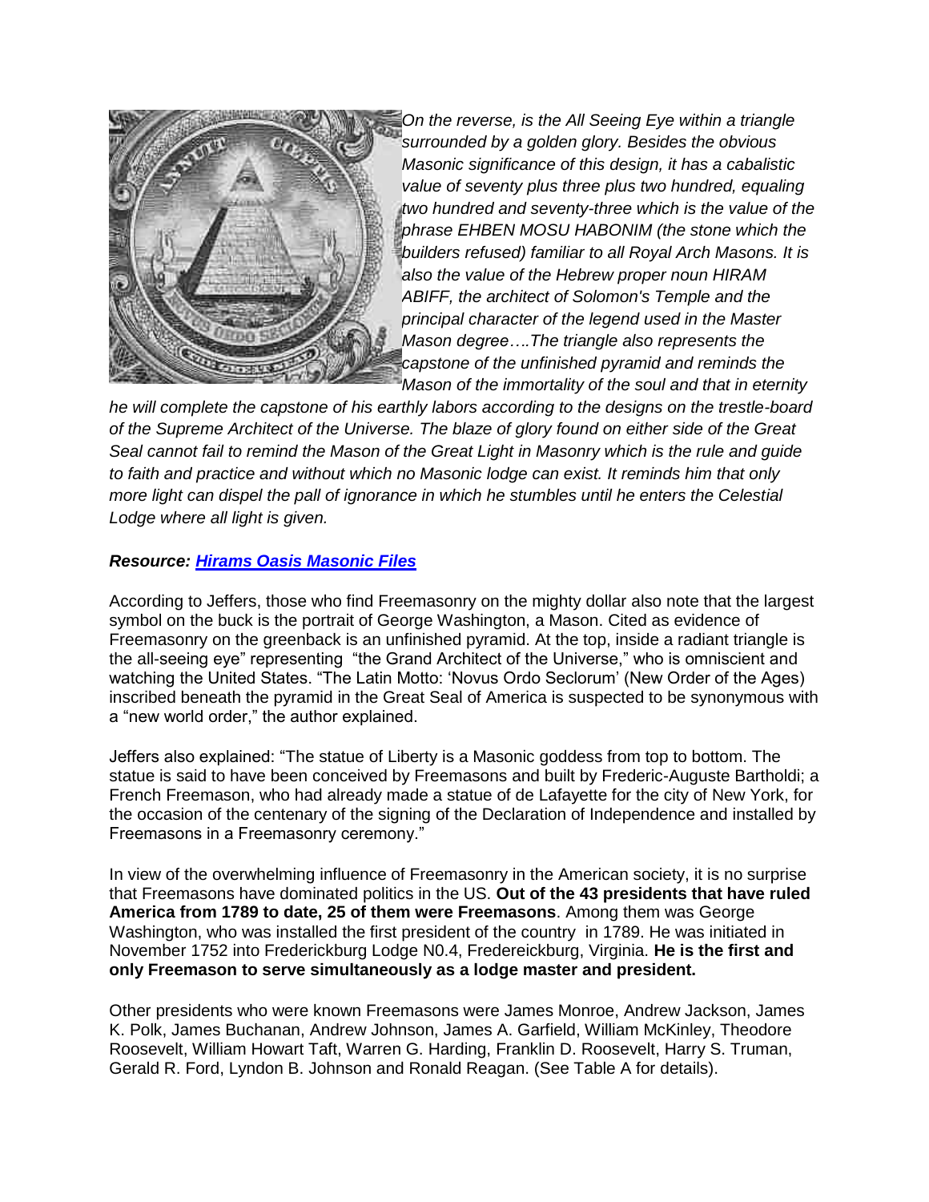*On the reverse, is the All Seeing Eye within a triangle surrounded by a golden glory. Besides the obvious Masonic significance of this design, it has a cabalistic value of seventy plus three plus two hundred, equaling two hundred and seventy-three which is the value of the phrase EHBEN MOSU HABONIM (the stone which the builders refused) familiar to all Royal Arch Masons. It is also the value of the Hebrew proper noun HIRAM ABIFF, the architect of Solomon's Temple and the principal character of the legend used in the Master Mason degree….The triangle also represents the capstone of the unfinished pyramid and reminds the Mason of the immortality of the soul and that in eternity he will complete the capstone of his earthly labors according to the designs on the trestle-board of the Supreme Architect of the Universe. The blaze of glory found on either side of the Great Seal cannot fail to remind the Mason of the Great Light in Masonry which is the rule and guide to faith and practice and without which no Masonic lodge can exist. It reminds him that only more light can dispel the pall of ignorance in which he stumbles until he enters the Celestial Lodge where all light is given.*

***Resource: Hirams Oasis Masonic Files***

According to Jeffers, those who find Freemasonry on the mighty dollar also note that the largest symbol on the buck is the portrait of George Washington, a Mason. Cited as evidence of Freemasonry on the greenback is an unfinished pyramid. At the top, inside a radiant triangle is the all-seeing eye" representing "the Grand Architect of the Universe," who is omniscient and watching the United States. "The Latin Motto: 'Novus Ordo Seclorum' (New Order of the Ages) inscribed beneath the pyramid in the Great Seal of America is suspected to be synonymous with a "new world order," the author explained.

Jeffers also explained: "The statue of Liberty is a Masonic goddess from top to bottom. The statue is said to have been conceived by Freemasons and built by Frederic-Auguste Bartholdi; a French Freemason, who had already made a statue of de Lafayette for the city of New York, for the occasion of the centenary of the signing of the Declaration of Independence and installed by Freemasons in a Freemasonry ceremony."

In view of the overwhelming influence of Freemasonry in the American society, it is no surprise that Freemasons have dominated politics in the US. **Out of the 43 presidents that have ruled America from 1789 to date, 25 of them were Freemasons**. Among them was George Washington, who was installed the first president of the country in 1789. He was initiated in November 1752 into Frederickburg Lodge N0.4, Fredereickburg, Virginia. **He is the first and only Freemason to serve simultaneously as a lodge master and president.**

Other presidents who were known Freemasons were James Monroe, Andrew Jackson, James K. Polk, James Buchanan, Andrew Johnson, James A. Garfield, William McKinley, Theodore Roosevelt, William Howart Taft, Warren G. Harding, Franklin D. Roosevelt, Harry S. Truman, Gerald R. Ford, Lyndon B. Johnson and Ronald Reagan. (See Table A for details).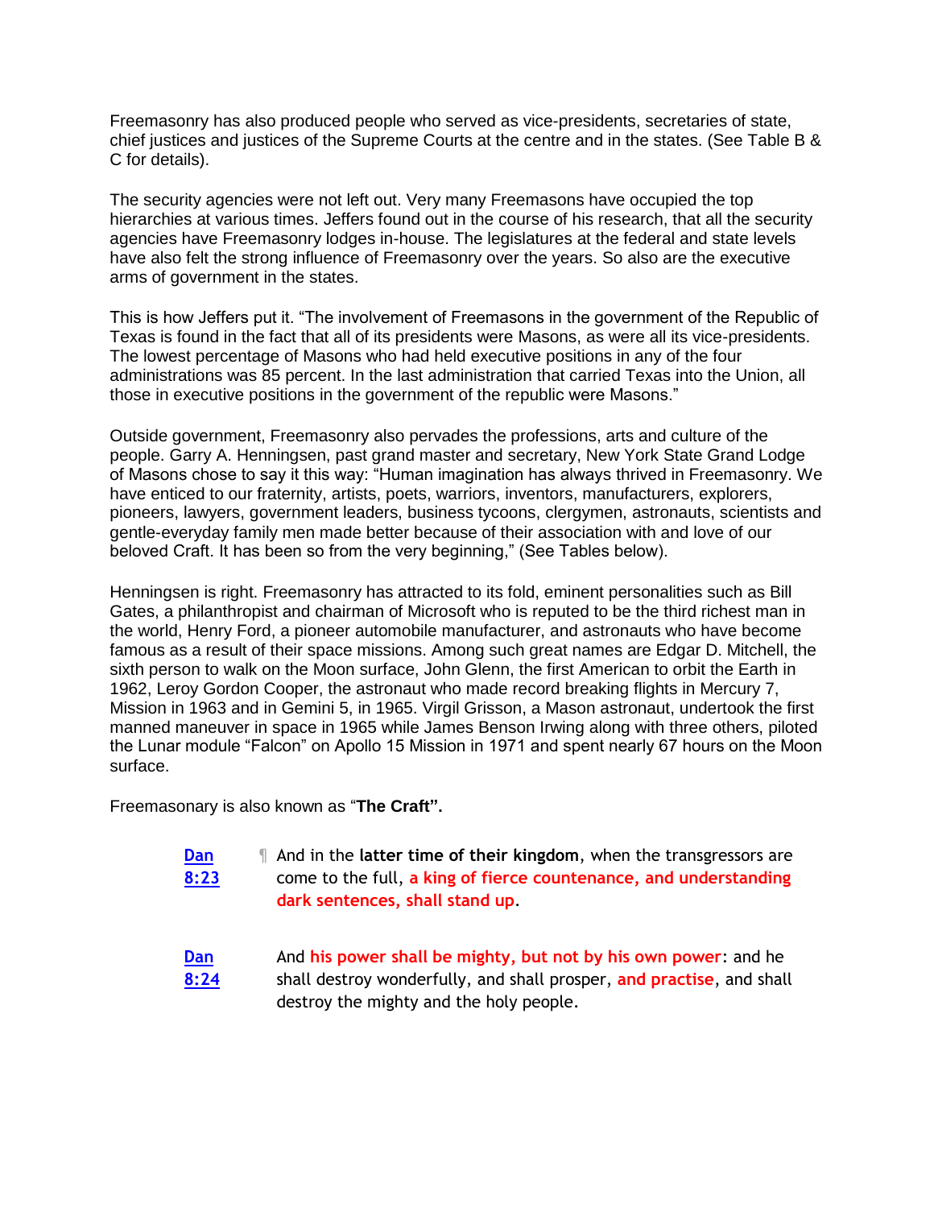Freemasonry has also produced people who served as vice-presidents, secretaries of state, chief justices and justices of the Supreme Courts at the centre and in the states. (See Table B & C for details).

The security agencies were not left out. Very many Freemasons have occupied the top hierarchies at various times. Jeffers found out in the course of his research, that all the security agencies have Freemasonry lodges in-house. The legislatures at the federal and state levels have also felt the strong influence of Freemasonry over the years. So also are the executive arms of government in the states.

This is how Jeffers put it. "The involvement of Freemasons in the government of the Republic of Texas is found in the fact that all of its presidents were Masons, as were all its vice-presidents. The lowest percentage of Masons who had held executive positions in any of the four administrations was 85 percent. In the last administration that carried Texas into the Union, all those in executive positions in the government of the republic were Masons."

Outside government, Freemasonry also pervades the professions, arts and culture of the people. Garry A. Henningsen, past grand master and secretary, New York State Grand Lodge of Masons chose to say it this way: "Human imagination has always thrived in Freemasonry. We have enticed to our fraternity, artists, poets, warriors, inventors, manufacturers, explorers, pioneers, lawyers, government leaders, business tycoons, clergymen, astronauts, scientists and gentle-everyday family men made better because of their association with and love of our beloved Craft. It has been so from the very beginning," (See Tables below).

Henningsen is right. Freemasonry has attracted to its fold, eminent personalities such as Bill Gates, a philanthropist and chairman of Microsoft who is reputed to be the third richest man in the world, Henry Ford, a pioneer automobile manufacturer, and astronauts who have become famous as a result of their space missions. Among such great names are Edgar D. Mitchell, the sixth person to walk on the Moon surface, John Glenn, the first American to orbit the Earth in 1962, Leroy Gordon Cooper, the astronaut who made record breaking flights in Mercury 7, Mission in 1963 and in Gemini 5, in 1965. Virgil Grisson, a Mason astronaut, undertook the first manned maneuver in space in 1965 while James Benson Irwing along with three others, piloted the Lunar module "Falcon" on Apollo 15 Mission in 1971 and spent nearly 67 hours on the Moon surface.

Freemasonary is also known as "**The Craft".**

**Dan 8:23** ¶ And in the **latter time of their kingdom**, when the transgressors are come to the full, **a king of fierce countenance, and understanding dark sentences, shall stand up**.

**Dan 8:24** And **his power shall be mighty, but not by his own power**: and he shall destroy wonderfully, and shall prosper, **and practise**, and shall destroy the mighty and the holy people.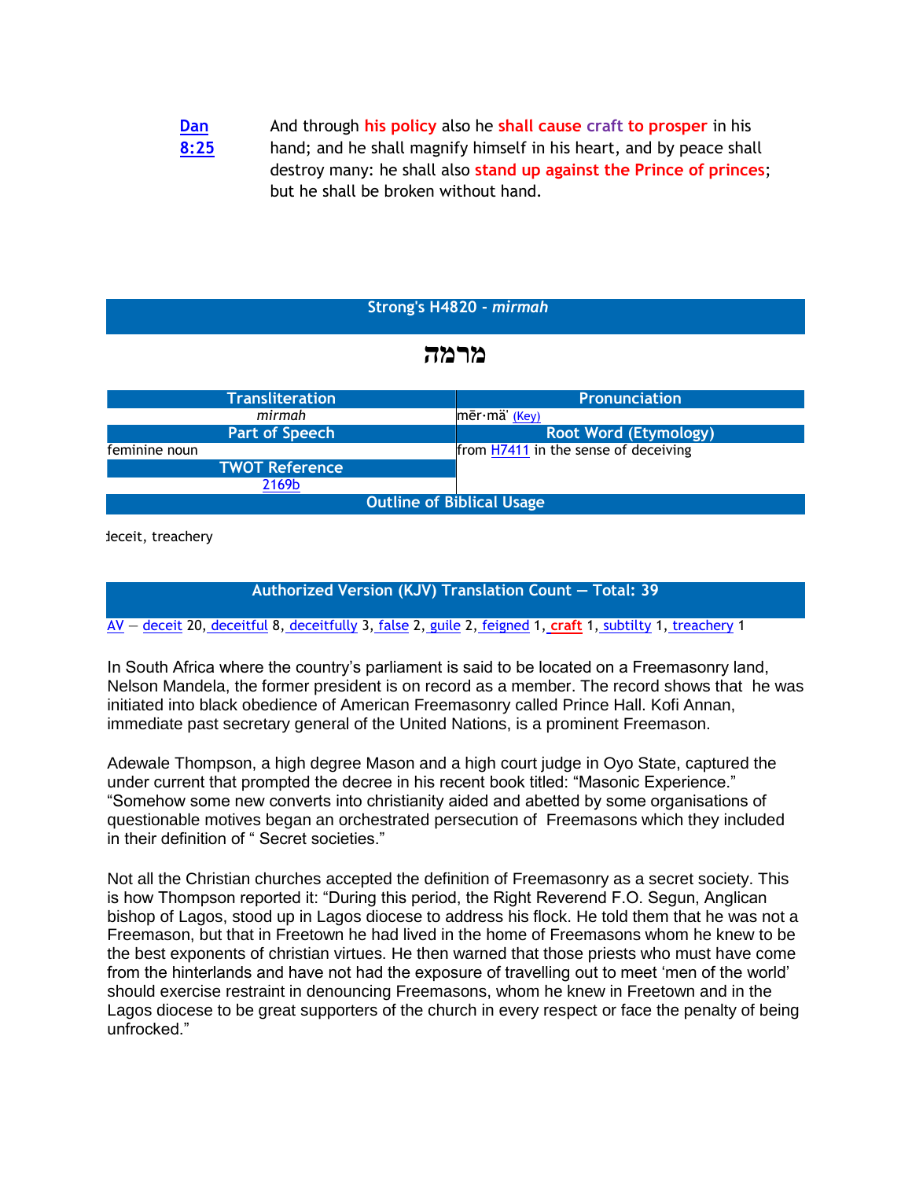[Dan 8:25] And through **his policy** also he **shall cause craft to prosper** in his hand; and he shall magnify himself in his heart, and by peace shall destroy many: he shall also **stand up against the Prince of princes**; but he shall be broken without hand.

**Strong's H4820 - *mirmah***

# מרמה

| Transliteration | Pronunciation |
|---|---|
| *mirmah* | mēr·mä' (Key) |
| **Part of Speech** | **Root Word (Etymology)** |
| feminine noun | from H7411 in the sense of deceiving |
| **TWOT Reference** | |
| 2169b | |

**Outline of Biblical Usage**

deceit, treachery

**Authorized Version (KJV) Translation Count — Total: 39**

AV — deceit 20, deceitful 8, deceitfully 3, false 2, guile 2, feigned 1, **craft** 1, subtilty 1, treachery 1

In South Africa where the country's parliament is said to be located on a Freemasonry land, Nelson Mandela, the former president is on record as a member. The record shows that he was initiated into black obedience of American Freemasonry called Prince Hall. Kofi Annan, immediate past secretary general of the United Nations, is a prominent Freemason.

Adewale Thompson, a high degree Mason and a high court judge in Oyo State, captured the under current that prompted the decree in his recent book titled: "Masonic Experience." "Somehow some new converts into christianity aided and abetted by some organisations of questionable motives began an orchestrated persecution of Freemasons which they included in their definition of " Secret societies."

Not all the Christian churches accepted the definition of Freemasonry as a secret society. This is how Thompson reported it: "During this period, the Right Reverend F.O. Segun, Anglican bishop of Lagos, stood up in Lagos diocese to address his flock. He told them that he was not a Freemason, but that in Freetown he had lived in the home of Freemasons whom he knew to be the best exponents of christian virtues. He then warned that those priests who must have come from the hinterlands and have not had the exposure of travelling out to meet 'men of the world' should exercise restraint in denouncing Freemasons, whom he knew in Freetown and in the Lagos diocese to be great supporters of the church in every respect or face the penalty of being unfrocked."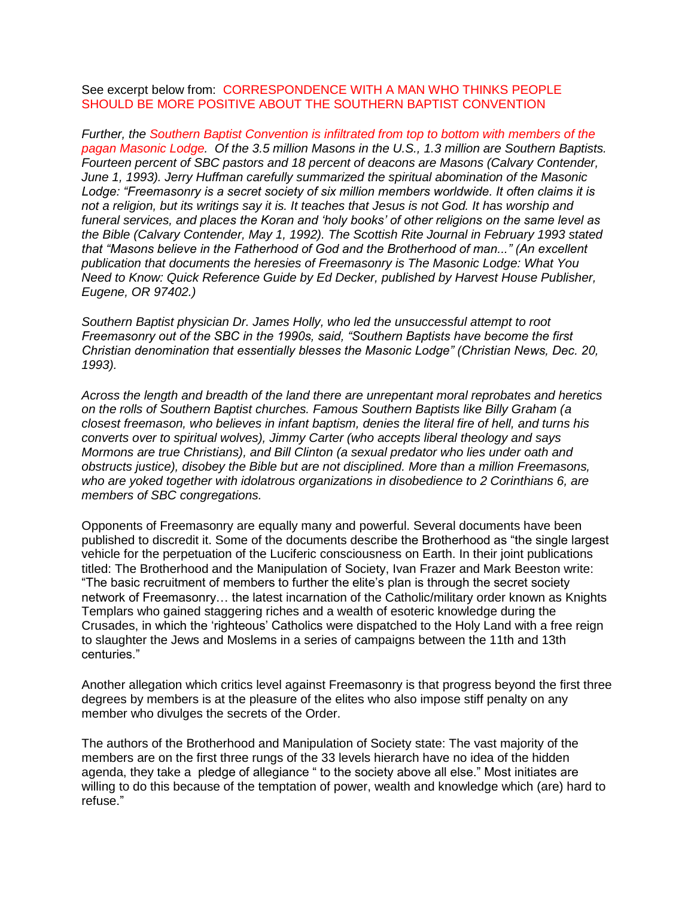See excerpt below from: CORRESPONDENCE WITH A MAN WHO THINKS PEOPLE SHOULD BE MORE POSITIVE ABOUT THE SOUTHERN BAPTIST CONVENTION

*Further, the Southern Baptist Convention is infiltrated from top to bottom with members of the pagan Masonic Lodge. Of the 3.5 million Masons in the U.S., 1.3 million are Southern Baptists. Fourteen percent of SBC pastors and 18 percent of deacons are Masons (Calvary Contender, June 1, 1993). Jerry Huffman carefully summarized the spiritual abomination of the Masonic Lodge: "Freemasonry is a secret society of six million members worldwide. It often claims it is not a religion, but its writings say it is. It teaches that Jesus is not God. It has worship and funeral services, and places the Koran and 'holy books' of other religions on the same level as the Bible (Calvary Contender, May 1, 1992). The Scottish Rite Journal in February 1993 stated that "Masons believe in the Fatherhood of God and the Brotherhood of man..." (An excellent publication that documents the heresies of Freemasonry is The Masonic Lodge: What You Need to Know: Quick Reference Guide by Ed Decker, published by Harvest House Publisher, Eugene, OR 97402.)*

*Southern Baptist physician Dr. James Holly, who led the unsuccessful attempt to root Freemasonry out of the SBC in the 1990s, said, "Southern Baptists have become the first Christian denomination that essentially blesses the Masonic Lodge" (Christian News, Dec. 20, 1993).*

*Across the length and breadth of the land there are unrepentant moral reprobates and heretics on the rolls of Southern Baptist churches. Famous Southern Baptists like Billy Graham (a closest freemason, who believes in infant baptism, denies the literal fire of hell, and turns his converts over to spiritual wolves), Jimmy Carter (who accepts liberal theology and says Mormons are true Christians), and Bill Clinton (a sexual predator who lies under oath and obstructs justice), disobey the Bible but are not disciplined. More than a million Freemasons, who are yoked together with idolatrous organizations in disobedience to 2 Corinthians 6, are members of SBC congregations.*

Opponents of Freemasonry are equally many and powerful. Several documents have been published to discredit it. Some of the documents describe the Brotherhood as "the single largest vehicle for the perpetuation of the Luciferic consciousness on Earth. In their joint publications titled: The Brotherhood and the Manipulation of Society, Ivan Frazer and Mark Beeston write: "The basic recruitment of members to further the elite's plan is through the secret society network of Freemasonry… the latest incarnation of the Catholic/military order known as Knights Templars who gained staggering riches and a wealth of esoteric knowledge during the Crusades, in which the 'righteous' Catholics were dispatched to the Holy Land with a free reign to slaughter the Jews and Moslems in a series of campaigns between the 11th and 13th centuries."

Another allegation which critics level against Freemasonry is that progress beyond the first three degrees by members is at the pleasure of the elites who also impose stiff penalty on any member who divulges the secrets of the Order.

The authors of the Brotherhood and Manipulation of Society state: The vast majority of the members are on the first three rungs of the 33 levels hierarch have no idea of the hidden agenda, they take a pledge of allegiance " to the society above all else." Most initiates are willing to do this because of the temptation of power, wealth and knowledge which (are) hard to refuse."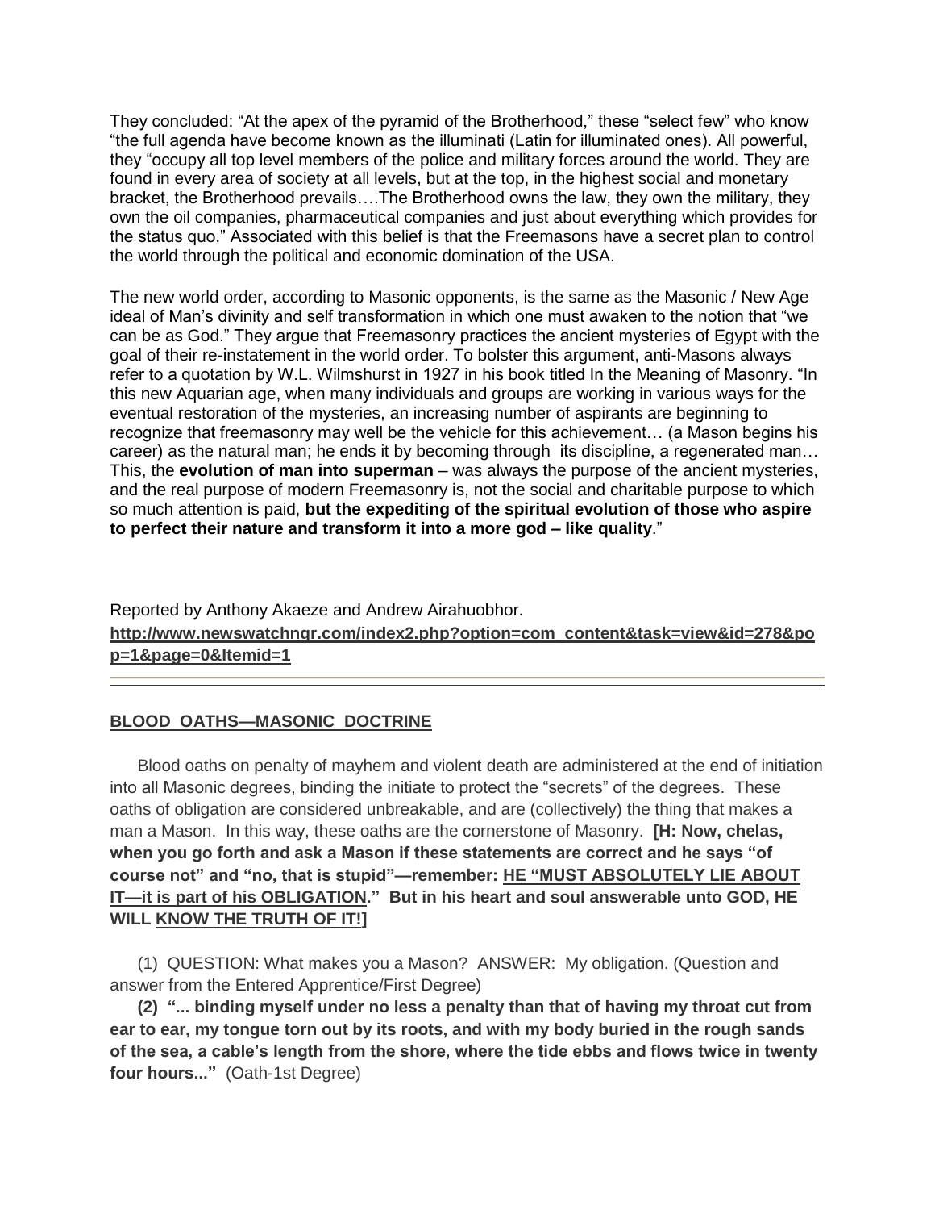They concluded: "At the apex of the pyramid of the Brotherhood," these "select few" who know "the full agenda have become known as the illuminati (Latin for illuminated ones). All powerful, they "occupy all top level members of the police and military forces around the world. They are found in every area of society at all levels, but at the top, in the highest social and monetary bracket, the Brotherhood prevails….The Brotherhood owns the law, they own the military, they own the oil companies, pharmaceutical companies and just about everything which provides for the status quo." Associated with this belief is that the Freemasons have a secret plan to control the world through the political and economic domination of the USA.

The new world order, according to Masonic opponents, is the same as the Masonic / New Age ideal of Man's divinity and self transformation in which one must awaken to the notion that "we can be as God." They argue that Freemasonry practices the ancient mysteries of Egypt with the goal of their re-instatement in the world order. To bolster this argument, anti-Masons always refer to a quotation by W.L. Wilmshurst in 1927 in his book titled In the Meaning of Masonry. "In this new Aquarian age, when many individuals and groups are working in various ways for the eventual restoration of the mysteries, an increasing number of aspirants are beginning to recognize that freemasonry may well be the vehicle for this achievement… (a Mason begins his career) as the natural man; he ends it by becoming through its discipline, a regenerated man… This, the **evolution of man into superman** – was always the purpose of the ancient mysteries, and the real purpose of modern Freemasonry is, not the social and charitable purpose to which so much attention is paid, **but the expediting of the spiritual evolution of those who aspire to perfect their nature and transform it into a more god – like quality**."

Reported by Anthony Akaeze and Andrew Airahuobhor.

**http://www.newswatchngr.com/index2.php?option=com_content&task=view&id=278&pop=1&page=0&Itemid=1**

---

## BLOOD OATHS—MASONIC DOCTRINE

Blood oaths on penalty of mayhem and violent death are administered at the end of initiation into all Masonic degrees, binding the initiate to protect the "secrets" of the degrees. These oaths of obligation are considered unbreakable, and are (collectively) the thing that makes a man a Mason. In this way, these oaths are the cornerstone of Masonry. **[H: Now, chelas, when you go forth and ask a Mason if these statements are correct and he says "of course not" and "no, that is stupid"—remember: HE "MUST ABSOLUTELY LIE ABOUT IT—it is part of his OBLIGATION." But in his heart and soul answerable unto GOD, HE WILL KNOW THE TRUTH OF IT!]**

(1) QUESTION: What makes you a Mason? ANSWER: My obligation. (Question and answer from the Entered Apprentice/First Degree)

**(2) "... binding myself under no less a penalty than that of having my throat cut from ear to ear, my tongue torn out by its roots, and with my body buried in the rough sands of the sea, a cable's length from the shore, where the tide ebbs and flows twice in twenty four hours..."** (Oath-1st Degree)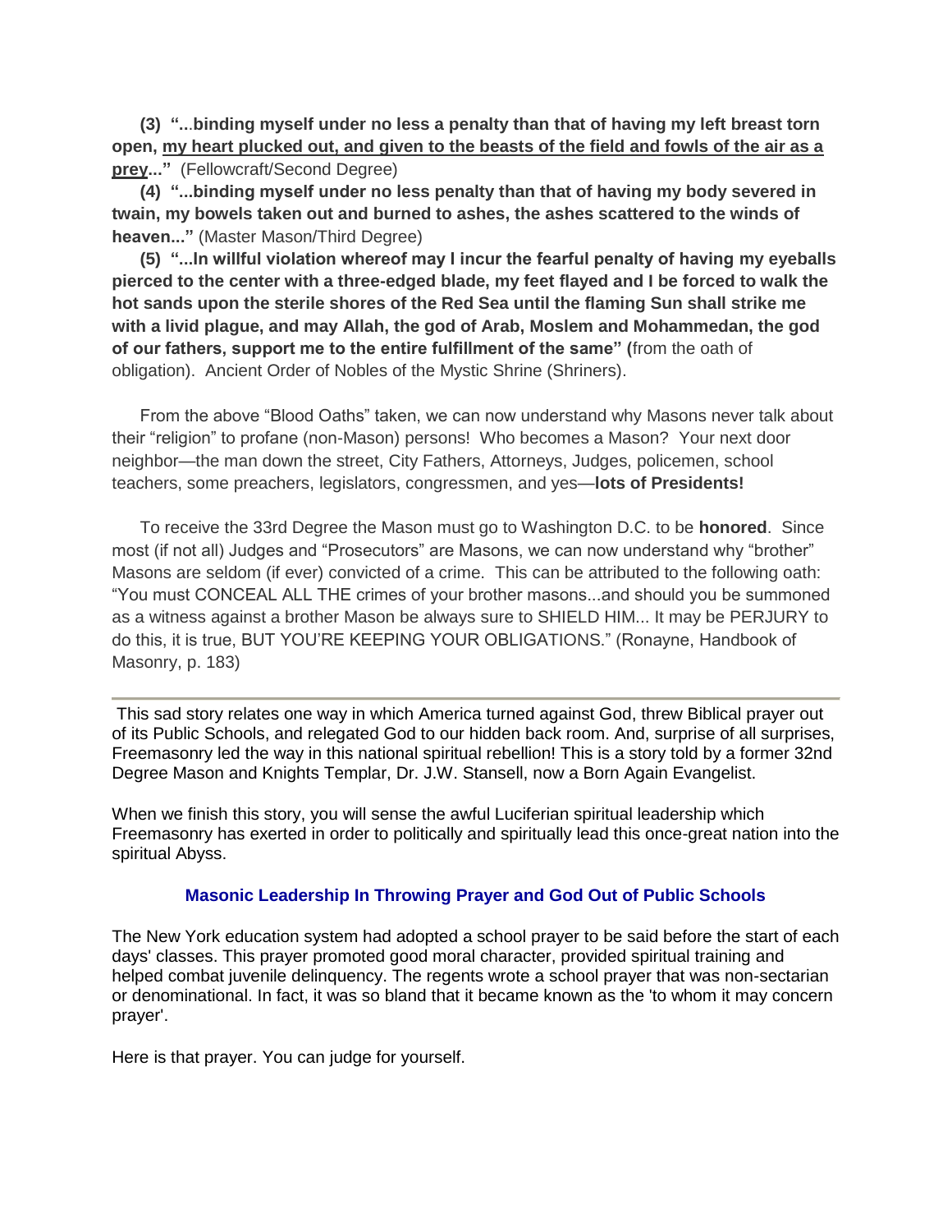**(3) "...binding myself under no less a penalty than that of having my left breast torn open, my heart plucked out, and given to the beasts of the field and fowls of the air as a prey..."** (Fellowcraft/Second Degree)

**(4) "...binding myself under no less penalty than that of having my body severed in twain, my bowels taken out and burned to ashes, the ashes scattered to the winds of heaven..."** (Master Mason/Third Degree)

**(5) "...In willful violation whereof may I incur the fearful penalty of having my eyeballs pierced to the center with a three-edged blade, my feet flayed and I be forced to walk the hot sands upon the sterile shores of the Red Sea until the flaming Sun shall strike me with a livid plague, and may Allah, the god of Arab, Moslem and Mohammedan, the god of our fathers, support me to the entire fulfillment of the same" (**from the oath of obligation). Ancient Order of Nobles of the Mystic Shrine (Shriners).

From the above "Blood Oaths" taken, we can now understand why Masons never talk about their "religion" to profane (non-Mason) persons! Who becomes a Mason? Your next door neighbor—the man down the street, City Fathers, Attorneys, Judges, policemen, school teachers, some preachers, legislators, congressmen, and yes—**lots of Presidents!**

To receive the 33rd Degree the Mason must go to Washington D.C. to be **honored**. Since most (if not all) Judges and "Prosecutors" are Masons, we can now understand why "brother" Masons are seldom (if ever) convicted of a crime. This can be attributed to the following oath: "You must CONCEAL ALL THE crimes of your brother masons...and should you be summoned as a witness against a brother Mason be always sure to SHIELD HIM... It may be PERJURY to do this, it is true, BUT YOU'RE KEEPING YOUR OBLIGATIONS." (Ronayne, Handbook of Masonry, p. 183)

---

This sad story relates one way in which America turned against God, threw Biblical prayer out of its Public Schools, and relegated God to our hidden back room. And, surprise of all surprises, Freemasonry led the way in this national spiritual rebellion! This is a story told by a former 32nd Degree Mason and Knights Templar, Dr. J.W. Stansell, now a Born Again Evangelist.

When we finish this story, you will sense the awful Luciferian spiritual leadership which Freemasonry has exerted in order to politically and spiritually lead this once-great nation into the spiritual Abyss.

## Masonic Leadership In Throwing Prayer and God Out of Public Schools

The New York education system had adopted a school prayer to be said before the start of each days' classes. This prayer promoted good moral character, provided spiritual training and helped combat juvenile delinquency. The regents wrote a school prayer that was non-sectarian or denominational. In fact, it was so bland that it became known as the 'to whom it may concern prayer'.

Here is that prayer. You can judge for yourself.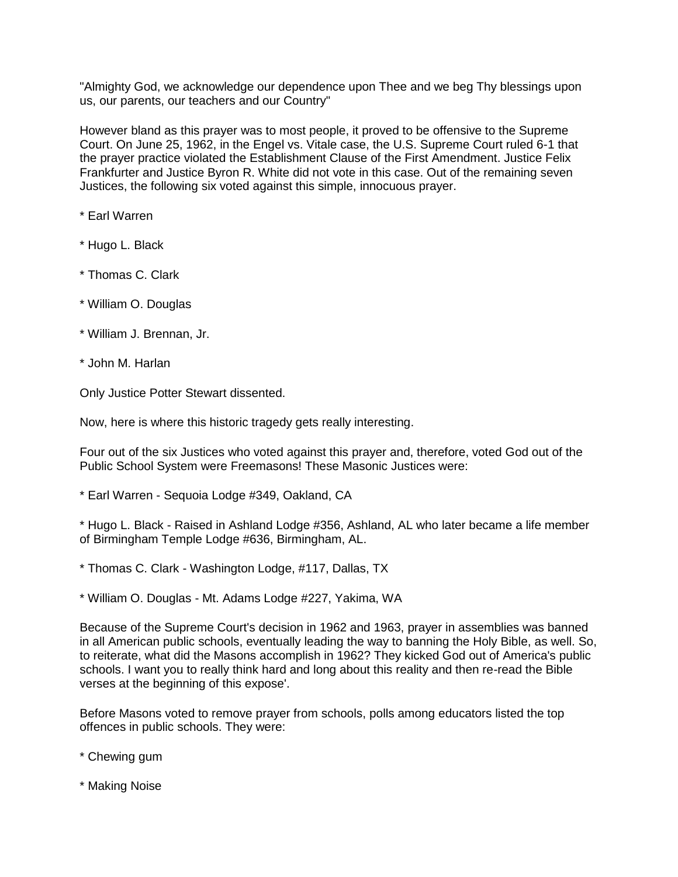"Almighty God, we acknowledge our dependence upon Thee and we beg Thy blessings upon us, our parents, our teachers and our Country"

However bland as this prayer was to most people, it proved to be offensive to the Supreme Court. On June 25, 1962, in the Engel vs. Vitale case, the U.S. Supreme Court ruled 6-1 that the prayer practice violated the Establishment Clause of the First Amendment. Justice Felix Frankfurter and Justice Byron R. White did not vote in this case. Out of the remaining seven Justices, the following six voted against this simple, innocuous prayer.

* Earl Warren
* Hugo L. Black
* Thomas C. Clark
* William O. Douglas
* William J. Brennan, Jr.
* John M. Harlan

Only Justice Potter Stewart dissented.

Now, here is where this historic tragedy gets really interesting.

Four out of the six Justices who voted against this prayer and, therefore, voted God out of the Public School System were Freemasons! These Masonic Justices were:

* Earl Warren - Sequoia Lodge #349, Oakland, CA
* Hugo L. Black - Raised in Ashland Lodge #356, Ashland, AL who later became a life member of Birmingham Temple Lodge #636, Birmingham, AL.
* Thomas C. Clark - Washington Lodge, #117, Dallas, TX
* William O. Douglas - Mt. Adams Lodge #227, Yakima, WA

Because of the Supreme Court's decision in 1962 and 1963, prayer in assemblies was banned in all American public schools, eventually leading the way to banning the Holy Bible, as well. So, to reiterate, what did the Masons accomplish in 1962? They kicked God out of America's public schools. I want you to really think hard and long about this reality and then re-read the Bible verses at the beginning of this expose'.

Before Masons voted to remove prayer from schools, polls among educators listed the top offences in public schools. They were:

* Chewing gum
* Making Noise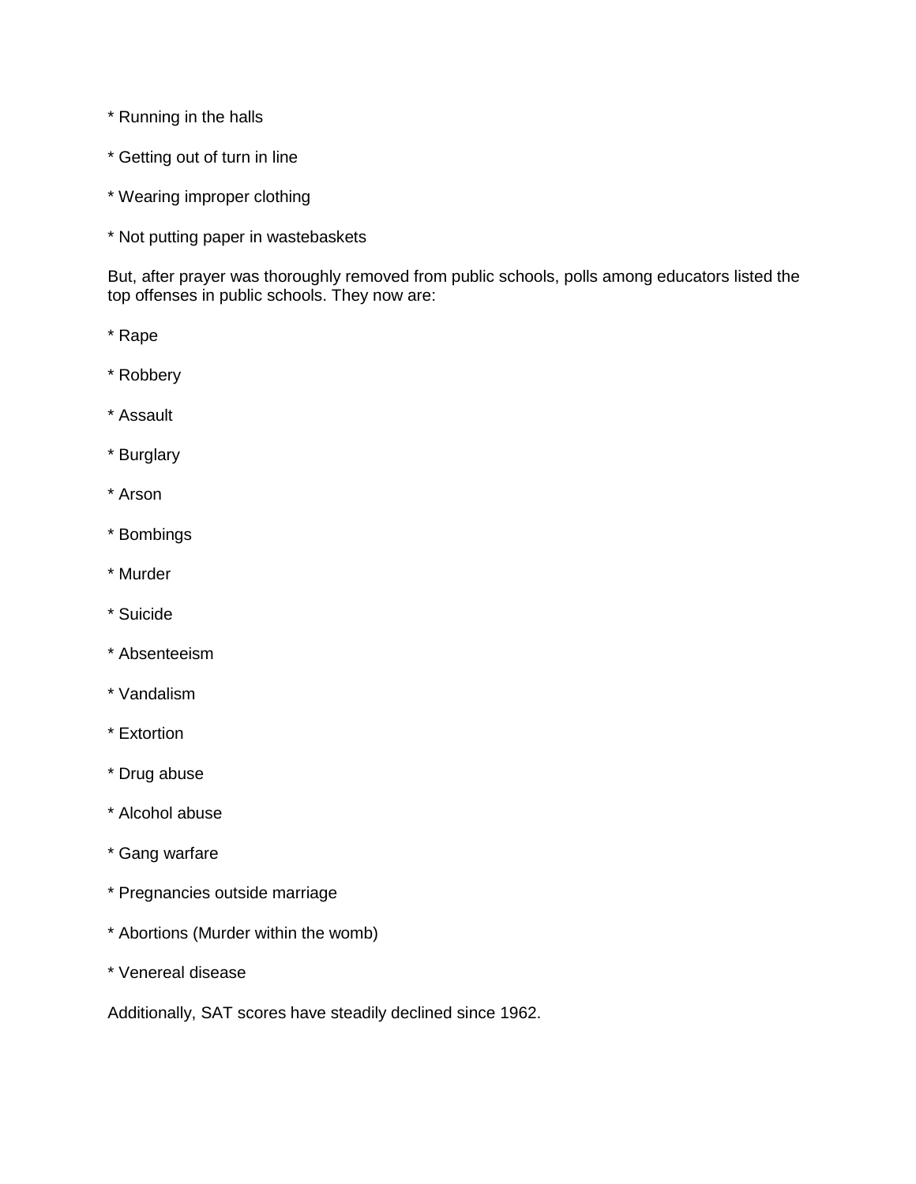* Running in the halls

* Getting out of turn in line

* Wearing improper clothing

* Not putting paper in wastebaskets

But, after prayer was thoroughly removed from public schools, polls among educators listed the top offenses in public schools. They now are:

* Rape

* Robbery

* Assault

* Burglary

* Arson

* Bombings

* Murder

* Suicide

* Absenteeism

* Vandalism

* Extortion

* Drug abuse

* Alcohol abuse

* Gang warfare

* Pregnancies outside marriage

* Abortions (Murder within the womb)

* Venereal disease

Additionally, SAT scores have steadily declined since 1962.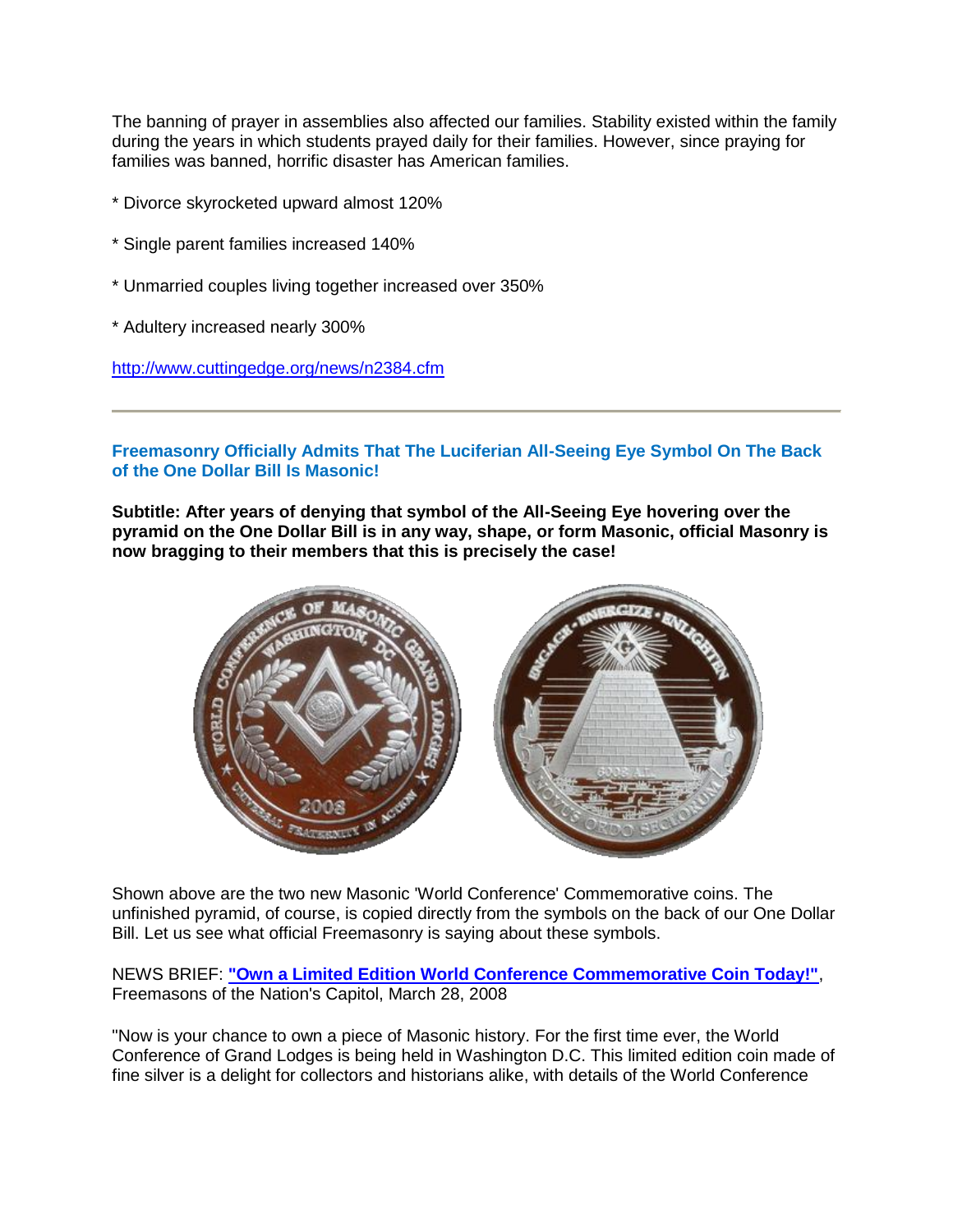The banning of prayer in assemblies also affected our families. Stability existed within the family during the years in which students prayed daily for their families. However, since praying for families was banned, horrific disaster has American families.

* Divorce skyrocketed upward almost 120%

* Single parent families increased 140%

* Unmarried couples living together increased over 350%

* Adultery increased nearly 300%

http://www.cuttingedge.org/news/n2384.cfm

---

### Freemasonry Officially Admits That The Luciferian All-Seeing Eye Symbol On The Back of the One Dollar Bill Is Masonic!

**Subtitle: After years of denying that symbol of the All-Seeing Eye hovering over the pyramid on the One Dollar Bill is in any way, shape, or form Masonic, official Masonry is now bragging to their members that this is precisely the case!**

Shown above are the two new Masonic 'World Conference' Commemorative coins. The unfinished pyramid, of course, is copied directly from the symbols on the back of our One Dollar Bill. Let us see what official Freemasonry is saying about these symbols.

NEWS BRIEF: **"Own a Limited Edition World Conference Commemorative Coin Today!"**, Freemasons of the Nation's Capitol, March 28, 2008

"Now is your chance to own a piece of Masonic history. For the first time ever, the World Conference of Grand Lodges is being held in Washington D.C. This limited edition coin made of fine silver is a delight for collectors and historians alike, with details of the World Conference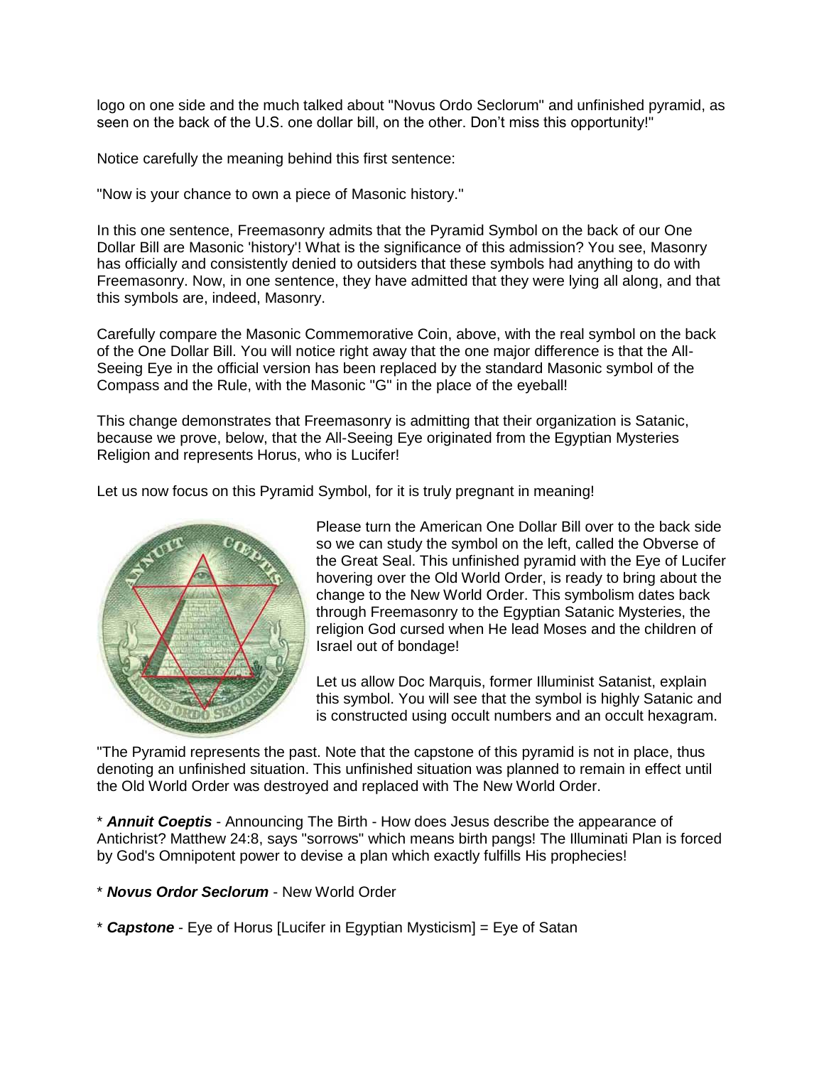logo on one side and the much talked about "Novus Ordo Seclorum" and unfinished pyramid, as seen on the back of the U.S. one dollar bill, on the other. Don't miss this opportunity!"

Notice carefully the meaning behind this first sentence:

"Now is your chance to own a piece of Masonic history."

In this one sentence, Freemasonry admits that the Pyramid Symbol on the back of our One Dollar Bill are Masonic 'history'! What is the significance of this admission? You see, Masonry has officially and consistently denied to outsiders that these symbols had anything to do with Freemasonry. Now, in one sentence, they have admitted that they were lying all along, and that this symbols are, indeed, Masonry.

Carefully compare the Masonic Commemorative Coin, above, with the real symbol on the back of the One Dollar Bill. You will notice right away that the one major difference is that the All-Seeing Eye in the official version has been replaced by the standard Masonic symbol of the Compass and the Rule, with the Masonic "G" in the place of the eyeball!

This change demonstrates that Freemasonry is admitting that their organization is Satanic, because we prove, below, that the All-Seeing Eye originated from the Egyptian Mysteries Religion and represents Horus, who is Lucifer!

Let us now focus on this Pyramid Symbol, for it is truly pregnant in meaning!

Please turn the American One Dollar Bill over to the back side so we can study the symbol on the left, called the Obverse of the Great Seal. This unfinished pyramid with the Eye of Lucifer hovering over the Old World Order, is ready to bring about the change to the New World Order. This symbolism dates back through Freemasonry to the Egyptian Satanic Mysteries, the religion God cursed when He lead Moses and the children of Israel out of bondage!

Let us allow Doc Marquis, former Illuminist Satanist, explain this symbol. You will see that the symbol is highly Satanic and is constructed using occult numbers and an occult hexagram.

"The Pyramid represents the past. Note that the capstone of this pyramid is not in place, thus denoting an unfinished situation. This unfinished situation was planned to remain in effect until the Old World Order was destroyed and replaced with The New World Order.

* ***Annuit Coeptis*** - Announcing The Birth - How does Jesus describe the appearance of Antichrist? Matthew 24:8, says "sorrows" which means birth pangs! The Illuminati Plan is forced by God's Omnipotent power to devise a plan which exactly fulfills His prophecies!

* ***Novus Ordor Seclorum*** - New World Order

* ***Capstone*** - Eye of Horus [Lucifer in Egyptian Mysticism] = Eye of Satan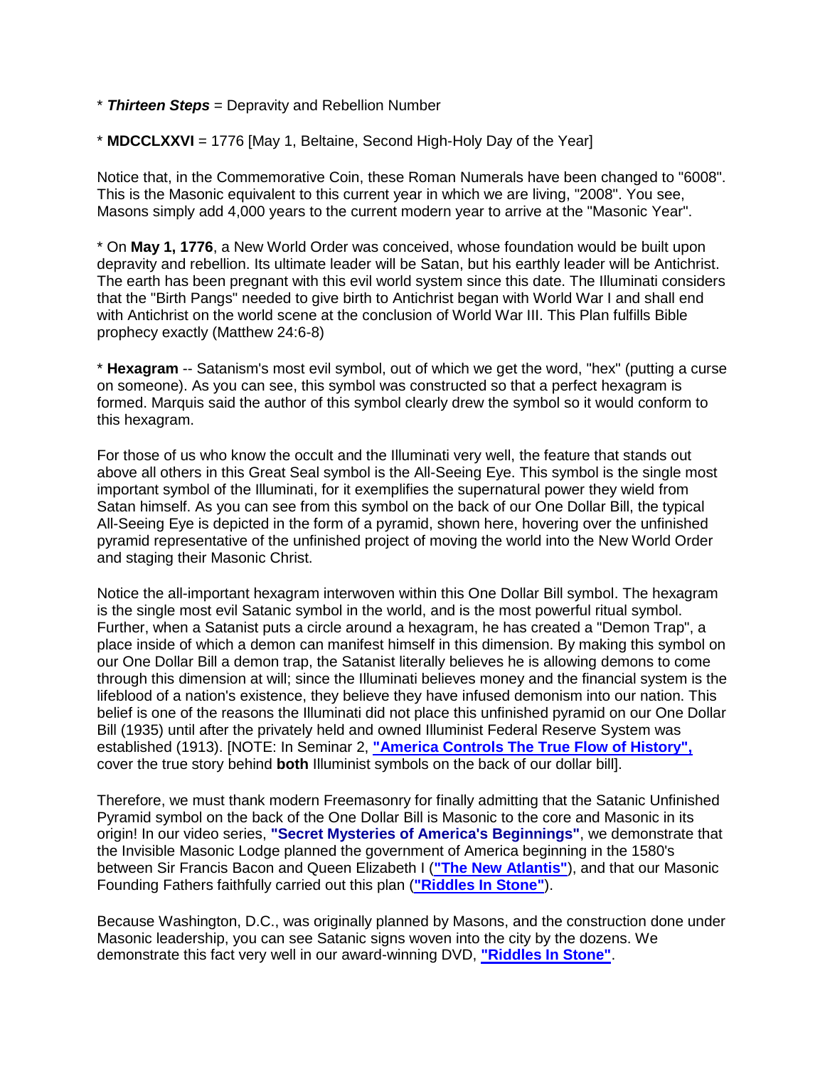* ***Thirteen Steps*** = Depravity and Rebellion Number

* **MDCCLXXVI** = 1776 [May 1, Beltaine, Second High-Holy Day of the Year]

Notice that, in the Commemorative Coin, these Roman Numerals have been changed to "6008". This is the Masonic equivalent to this current year in which we are living, "2008". You see, Masons simply add 4,000 years to the current modern year to arrive at the "Masonic Year".

* On **May 1, 1776**, a New World Order was conceived, whose foundation would be built upon depravity and rebellion. Its ultimate leader will be Satan, but his earthly leader will be Antichrist. The earth has been pregnant with this evil world system since this date. The Illuminati considers that the "Birth Pangs" needed to give birth to Antichrist began with World War I and shall end with Antichrist on the world scene at the conclusion of World War III. This Plan fulfills Bible prophecy exactly (Matthew 24:6-8)

* **Hexagram** -- Satanism's most evil symbol, out of which we get the word, "hex" (putting a curse on someone). As you can see, this symbol was constructed so that a perfect hexagram is formed. Marquis said the author of this symbol clearly drew the symbol so it would conform to this hexagram.

For those of us who know the occult and the Illuminati very well, the feature that stands out above all others in this Great Seal symbol is the All-Seeing Eye. This symbol is the single most important symbol of the Illuminati, for it exemplifies the supernatural power they wield from Satan himself. As you can see from this symbol on the back of our One Dollar Bill, the typical All-Seeing Eye is depicted in the form of a pyramid, shown here, hovering over the unfinished pyramid representative of the unfinished project of moving the world into the New World Order and staging their Masonic Christ.

Notice the all-important hexagram interwoven within this One Dollar Bill symbol. The hexagram is the single most evil Satanic symbol in the world, and is the most powerful ritual symbol. Further, when a Satanist puts a circle around a hexagram, he has created a "Demon Trap", a place inside of which a demon can manifest himself in this dimension. By making this symbol on our One Dollar Bill a demon trap, the Satanist literally believes he is allowing demons to come through this dimension at will; since the Illuminati believes money and the financial system is the lifeblood of a nation's existence, they believe they have infused demonism into our nation. This belief is one of the reasons the Illuminati did not place this unfinished pyramid on our One Dollar Bill (1935) until after the privately held and owned Illuminist Federal Reserve System was established (1913). [NOTE: In Seminar 2, **"America Controls The True Flow of History",** cover the true story behind **both** Illuminist symbols on the back of our dollar bill].

Therefore, we must thank modern Freemasonry for finally admitting that the Satanic Unfinished Pyramid symbol on the back of the One Dollar Bill is Masonic to the core and Masonic in its origin! In our video series, **"Secret Mysteries of America's Beginnings"**, we demonstrate that the Invisible Masonic Lodge planned the government of America beginning in the 1580's between Sir Francis Bacon and Queen Elizabeth I (**"The New Atlantis"**), and that our Masonic Founding Fathers faithfully carried out this plan (**"Riddles In Stone"**).

Because Washington, D.C., was originally planned by Masons, and the construction done under Masonic leadership, you can see Satanic signs woven into the city by the dozens. We demonstrate this fact very well in our award-winning DVD, **"Riddles In Stone"**.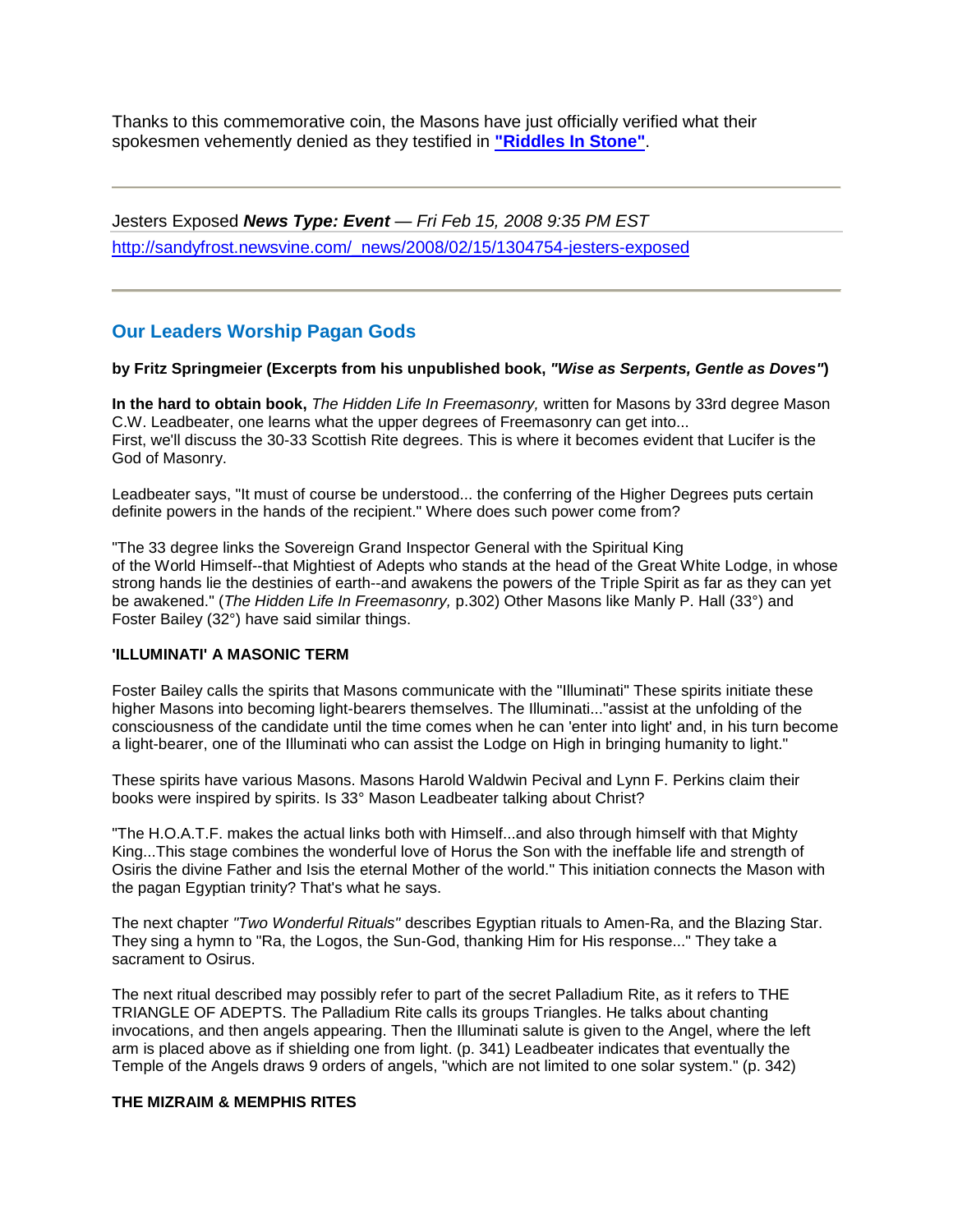Thanks to this commemorative coin, the Masons have just officially verified what their spokesmen vehemently denied as they testified in **"Riddles In Stone"**.

---

Jesters Exposed ***News Type: Event*** — *Fri Feb 15, 2008 9:35 PM EST*

http://sandyfrost.newsvine.com/_news/2008/02/15/1304754-jesters-exposed

---

## Our Leaders Worship Pagan Gods

**by Fritz Springmeier (Excerpts from his unpublished book, *"Wise as Serpents, Gentle as Doves"*)**

**In the hard to obtain book,** *The Hidden Life In Freemasonry,* written for Masons by 33rd degree Mason C.W. Leadbeater, one learns what the upper degrees of Freemasonry can get into...
First, we'll discuss the 30-33 Scottish Rite degrees. This is where it becomes evident that Lucifer is the God of Masonry.

Leadbeater says, "It must of course be understood... the conferring of the Higher Degrees puts certain definite powers in the hands of the recipient." Where does such power come from?

"The 33 degree links the Sovereign Grand Inspector General with the Spiritual King of the World Himself--that Mightiest of Adepts who stands at the head of the Great White Lodge, in whose strong hands lie the destinies of earth--and awakens the powers of the Triple Spirit as far as they can yet be awakened." (*The Hidden Life In Freemasonry,* p.302) Other Masons like Manly P. Hall (33°) and Foster Bailey (32°) have said similar things.

**'ILLUMINATI' A MASONIC TERM**

Foster Bailey calls the spirits that Masons communicate with the "Illuminati" These spirits initiate these higher Masons into becoming light-bearers themselves. The Illuminati..."assist at the unfolding of the consciousness of the candidate until the time comes when he can 'enter into light' and, in his turn become a light-bearer, one of the Illuminati who can assist the Lodge on High in bringing humanity to light."

These spirits have various Masons. Masons Harold Waldwin Pecival and Lynn F. Perkins claim their books were inspired by spirits. Is 33° Mason Leadbeater talking about Christ?

"The H.O.A.T.F. makes the actual links both with Himself...and also through himself with that Mighty King...This stage combines the wonderful love of Horus the Son with the ineffable life and strength of Osiris the divine Father and Isis the eternal Mother of the world." This initiation connects the Mason with the pagan Egyptian trinity? That's what he says.

The next chapter *"Two Wonderful Rituals"* describes Egyptian rituals to Amen-Ra, and the Blazing Star. They sing a hymn to "Ra, the Logos, the Sun-God, thanking Him for His response..." They take a sacrament to Osirus.

The next ritual described may possibly refer to part of the secret Palladium Rite, as it refers to THE TRIANGLE OF ADEPTS. The Palladium Rite calls its groups Triangles. He talks about chanting invocations, and then angels appearing. Then the Illuminati salute is given to the Angel, where the left arm is placed above as if shielding one from light. (p. 341) Leadbeater indicates that eventually the Temple of the Angels draws 9 orders of angels, "which are not limited to one solar system." (p. 342)

**THE MIZRAIM & MEMPHIS RITES**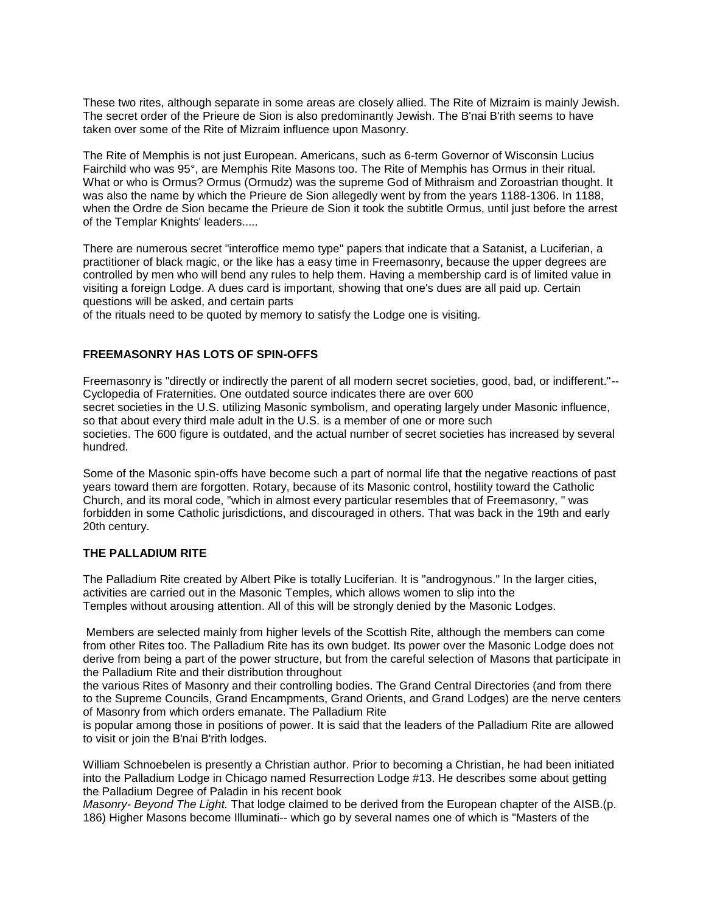These two rites, although separate in some areas are closely allied. The Rite of Mizraim is mainly Jewish. The secret order of the Prieure de Sion is also predominantly Jewish. The B'nai B'rith seems to have taken over some of the Rite of Mizraim influence upon Masonry.

The Rite of Memphis is not just European. Americans, such as 6-term Governor of Wisconsin Lucius Fairchild who was 95°, are Memphis Rite Masons too. The Rite of Memphis has Ormus in their ritual. What or who is Ormus? Ormus (Ormudz) was the supreme God of Mithraism and Zoroastrian thought. It was also the name by which the Prieure de Sion allegedly went by from the years 1188-1306. In 1188, when the Ordre de Sion became the Prieure de Sion it took the subtitle Ormus, until just before the arrest of the Templar Knights' leaders.....

There are numerous secret "interoffice memo type" papers that indicate that a Satanist, a Luciferian, a practitioner of black magic, or the like has a easy time in Freemasonry, because the upper degrees are controlled by men who will bend any rules to help them. Having a membership card is of limited value in visiting a foreign Lodge. A dues card is important, showing that one's dues are all paid up. Certain questions will be asked, and certain parts of the rituals need to be quoted by memory to satisfy the Lodge one is visiting.

## FREEMASONRY HAS LOTS OF SPIN-OFFS

Freemasonry is "directly or indirectly the parent of all modern secret societies, good, bad, or indifferent."--Cyclopedia of Fraternities. One outdated source indicates there are over 600 secret societies in the U.S. utilizing Masonic symbolism, and operating largely under Masonic influence, so that about every third male adult in the U.S. is a member of one or more such societies. The 600 figure is outdated, and the actual number of secret societies has increased by several hundred.

Some of the Masonic spin-offs have become such a part of normal life that the negative reactions of past years toward them are forgotten. Rotary, because of its Masonic control, hostility toward the Catholic Church, and its moral code, "which in almost every particular resembles that of Freemasonry, " was forbidden in some Catholic jurisdictions, and discouraged in others. That was back in the 19th and early 20th century.

## THE PALLADIUM RITE

The Palladium Rite created by Albert Pike is totally Luciferian. It is "androgynous." In the larger cities, activities are carried out in the Masonic Temples, which allows women to slip into the Temples without arousing attention. All of this will be strongly denied by the Masonic Lodges.

Members are selected mainly from higher levels of the Scottish Rite, although the members can come from other Rites too. The Palladium Rite has its own budget. Its power over the Masonic Lodge does not derive from being a part of the power structure, but from the careful selection of Masons that participate in the Palladium Rite and their distribution throughout the various Rites of Masonry and their controlling bodies. The Grand Central Directories (and from there to the Supreme Councils, Grand Encampments, Grand Orients, and Grand Lodges) are the nerve centers of Masonry from which orders emanate. The Palladium Rite is popular among those in positions of power. It is said that the leaders of the Palladium Rite are allowed to visit or join the B'nai B'rith lodges.

William Schnoebelen is presently a Christian author. Prior to becoming a Christian, he had been initiated into the Palladium Lodge in Chicago named Resurrection Lodge #13. He describes some about getting the Palladium Degree of Paladin in his recent book *Masonry- Beyond The Light.* That lodge claimed to be derived from the European chapter of the AISB.(p. 186) Higher Masons become Illuminati-- which go by several names one of which is "Masters of the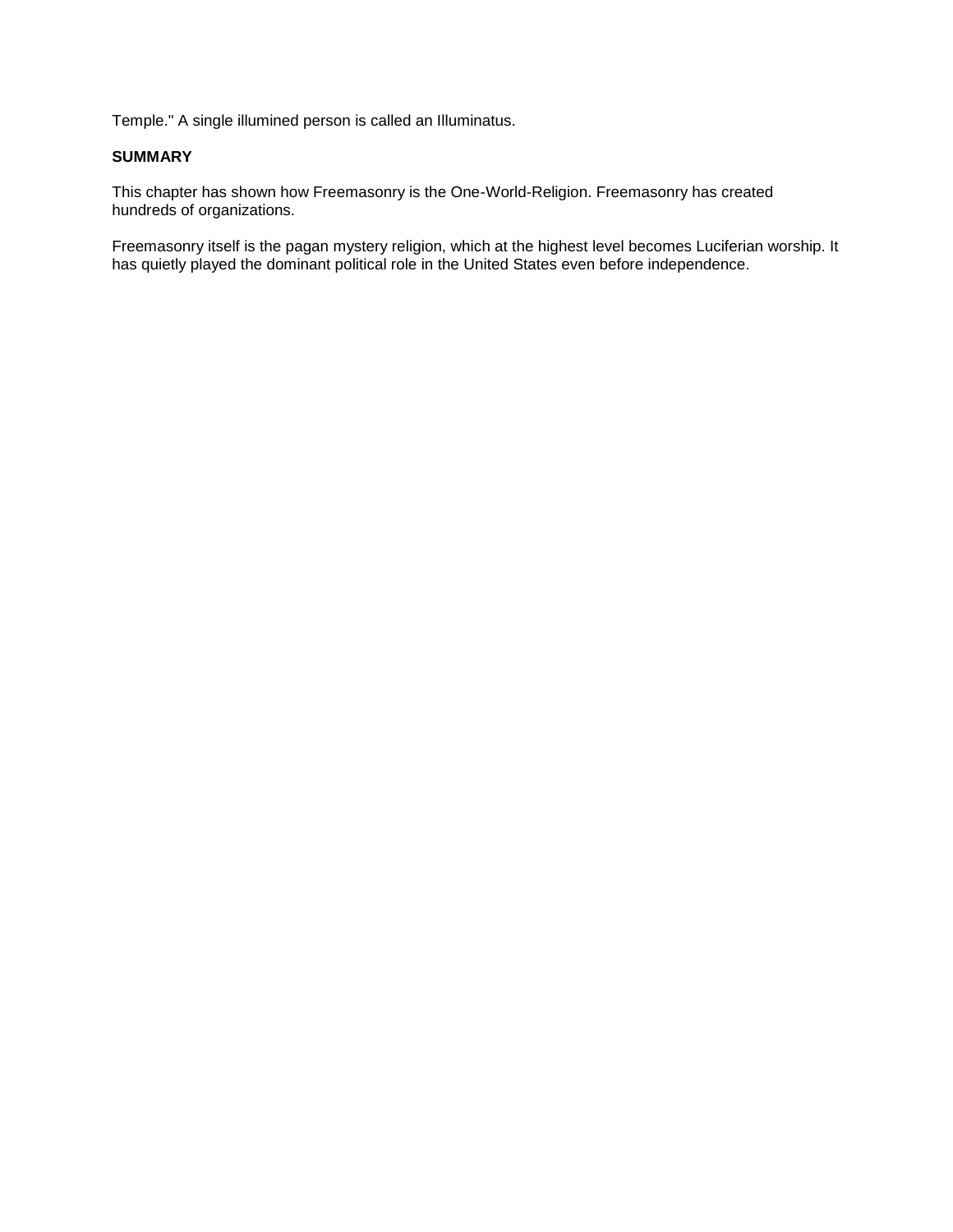Temple." A single illumined person is called an Illuminatus.

**SUMMARY**

This chapter has shown how Freemasonry is the One-World-Religion. Freemasonry has created hundreds of organizations.

Freemasonry itself is the pagan mystery religion, which at the highest level becomes Luciferian worship. It has quietly played the dominant political role in the United States even before independence.